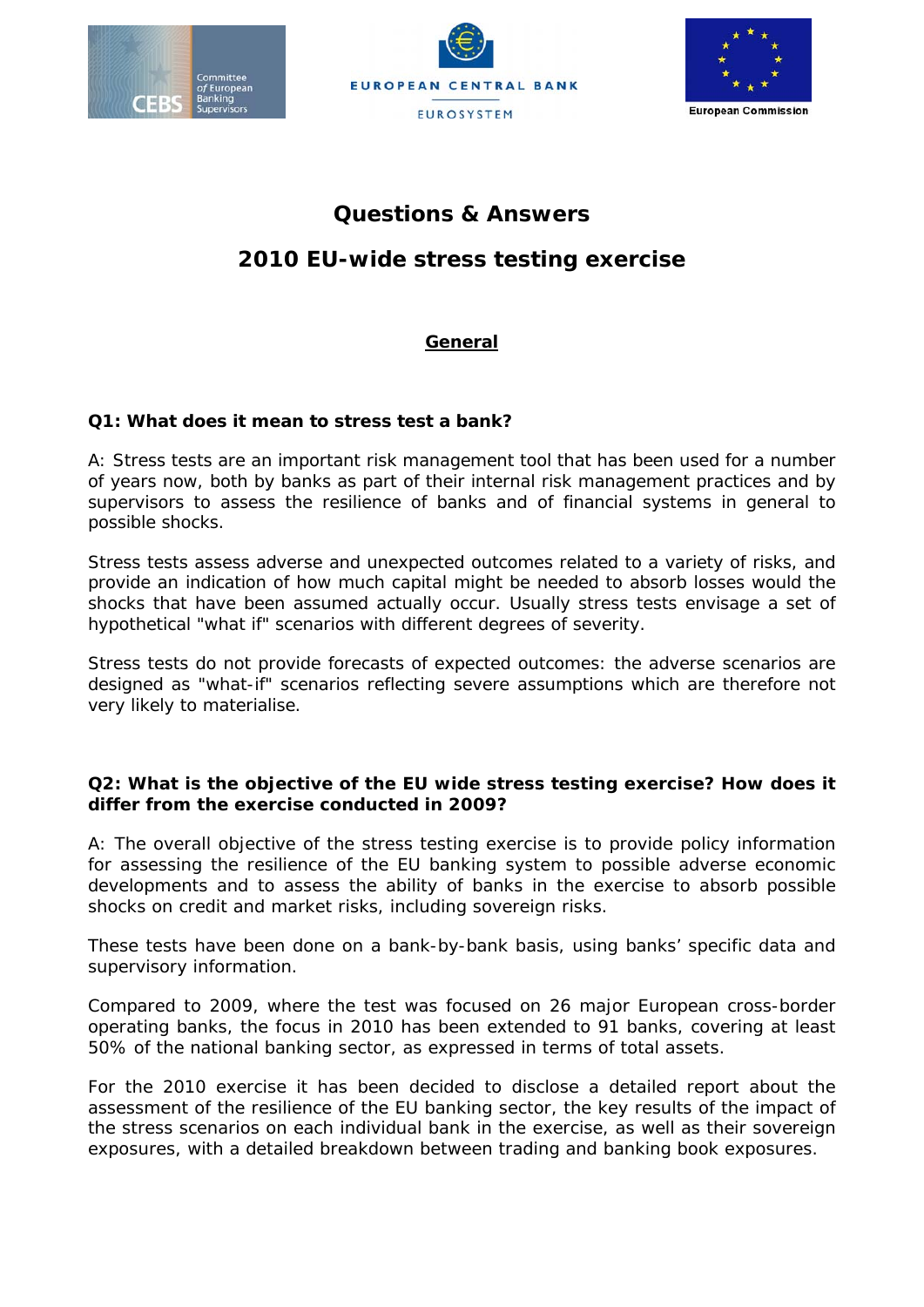# Questions & Answers

# 2010 EU-wide stress testing exercise

## General

**Q1: What does it mean to stress test a bank?**

A: Stress tests are an important risk management tool that has been used for a number of years now, both by banks as part of their internal risk management practices and by supervisors to assess the resilience of banks and of financial systems in general to possible shocks.

Stress tests assess adverse and unexpected outcomes related to a variety of risks, and provide an indication of how much capital might be needed to absorb losses would the shocks that have been assumed actually occur. Usually stress tests envisage a set of hypothetical "what if" scenarios with different degrees of severity.

Stress tests do not provide forecasts of expected outcomes: the adverse scenarios are designed as "what-if" scenarios reflecting severe assumptions which are therefore not very likely to materialise.

**Q2: What is the objective of the EU wide stress testing exercise? How does it differ from the exercise conducted in 2009?**

A: The overall objective of the stress testing exercise is to provide policy information for assessing the resilience of the EU banking system to possible adverse economic developments and to assess the ability of banks in the exercise to absorb possible shocks on credit and market risks, including sovereign risks.

These tests have been done on a bank-by-bank basis, using banks' specific data and supervisory information.

Compared to 2009, where the test was focused on 26 major European cross-border operating banks, the focus in 2010 has been extended to 91 banks, covering at least 50% of the national banking sector, as expressed in terms of total assets.

For the 2010 exercise it has been decided to disclose a detailed report about the assessment of the resilience of the EU banking sector, the key results of the impact of the stress scenarios on each individual bank in the exercise, as well as their sovereign exposures, with a detailed breakdown between trading and banking book exposures.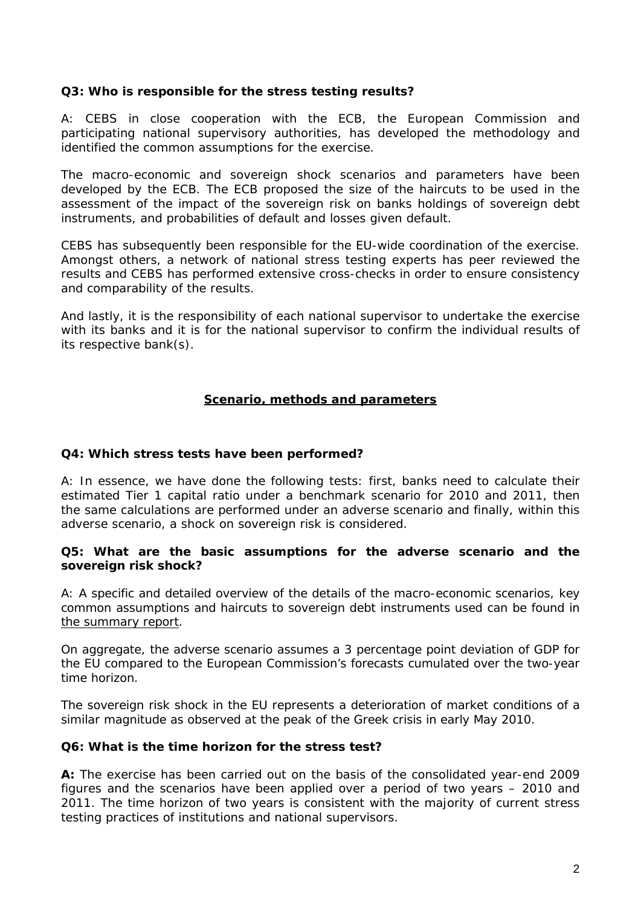**Q3: Who is responsible for the stress testing results?**

A: CEBS in close cooperation with the ECB, the European Commission and participating national supervisory authorities, has developed the methodology and identified the common assumptions for the exercise.

The macro-economic and sovereign shock scenarios and parameters have been developed by the ECB. The ECB proposed the size of the haircuts to be used in the assessment of the impact of the sovereign risk on banks holdings of sovereign debt instruments, and probabilities of default and losses given default.

CEBS has subsequently been responsible for the EU-wide coordination of the exercise. Amongst others, a network of national stress testing experts has peer reviewed the results and CEBS has performed extensive cross-checks in order to ensure consistency and comparability of the results.

And lastly, it is the responsibility of each national supervisor to undertake the exercise with its banks and it is for the national supervisor to confirm the individual results of its respective bank(s).

## Scenario, methods and parameters

**Q4: Which stress tests have been performed?**

A: In essence, we have done the following tests: first, banks need to calculate their estimated Tier 1 capital ratio under a benchmark scenario for 2010 and 2011, then the same calculations are performed under an adverse scenario and finally, within this adverse scenario, a shock on sovereign risk is considered.

**Q5: What are the basic assumptions for the adverse scenario and the sovereign risk shock?**

A: A specific and detailed overview of the details of the macro-economic scenarios, key common assumptions and haircuts to sovereign debt instruments used can be found in the summary report.

On aggregate, the adverse scenario assumes a 3 percentage point deviation of GDP for the EU compared to the European Commission's forecasts cumulated over the two-year time horizon.

The sovereign risk shock in the EU represents a deterioration of market conditions of a similar magnitude as observed at the peak of the Greek crisis in early May 2010.

**Q6: What is the time horizon for the stress test?**

**A:** The exercise has been carried out on the basis of the consolidated year-end 2009 figures and the scenarios have been applied over a period of two years – 2010 and 2011. The time horizon of two years is consistent with the majority of current stress testing practices of institutions and national supervisors.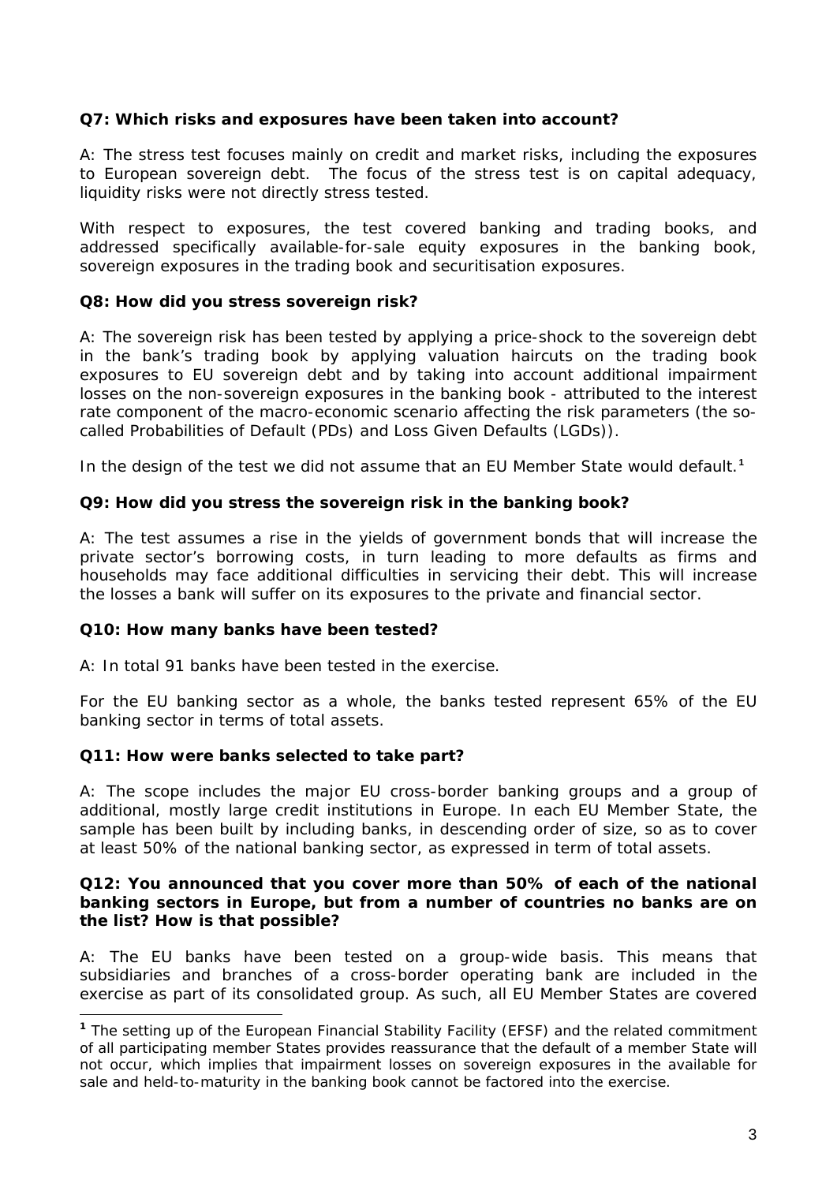**Q7: Which risks and exposures have been taken into account?**

A: The stress test focuses mainly on credit and market risks, including the exposures to European sovereign debt. The focus of the stress test is on capital adequacy, liquidity risks were not directly stress tested.

With respect to exposures, the test covered banking and trading books, and addressed specifically available-for-sale equity exposures in the banking book, sovereign exposures in the trading book and securitisation exposures.

**Q8: How did you stress sovereign risk?**

A: The sovereign risk has been tested by applying a price-shock to the sovereign debt in the bank's trading book by applying valuation haircuts on the trading book exposures to EU sovereign debt and by taking into account additional impairment losses on the non-sovereign exposures in the banking book - attributed to the interest rate component of the macro-economic scenario affecting the risk parameters (the so-called Probabilities of Default (PDs) and Loss Given Defaults (LGDs)).

In the design of the test we did not assume that an EU Member State would default.[1]

**Q9: How did you stress the sovereign risk in the banking book?**

A: The test assumes a rise in the yields of government bonds that will increase the private sector's borrowing costs, in turn leading to more defaults as firms and households may face additional difficulties in servicing their debt. This will increase the losses a bank will suffer on its exposures to the private and financial sector.

**Q10: How many banks have been tested?**

A: In total 91 banks have been tested in the exercise.

For the EU banking sector as a whole, the banks tested represent 65% of the EU banking sector in terms of total assets.

**Q11: How were banks selected to take part?**

A: The scope includes the major EU cross-border banking groups and a group of additional, mostly large credit institutions in Europe. In each EU Member State, the sample has been built by including banks, in descending order of size, so as to cover at least 50% of the national banking sector, as expressed in term of total assets.

**Q12: You announced that you cover more than 50% of each of the national banking sectors in Europe, but from a number of countries no banks are on the list? How is that possible?**

A: The EU banks have been tested on a group-wide basis. This means that subsidiaries and branches of a cross-border operating bank are included in the exercise as part of its consolidated group. As such, all EU Member States are covered

---

[1] The setting up of the European Financial Stability Facility (EFSF) and the related commitment of all participating member States provides reassurance that the default of a member State will not occur, which implies that impairment losses on sovereign exposures in the available for sale and held-to-maturity in the banking book cannot be factored into the exercise.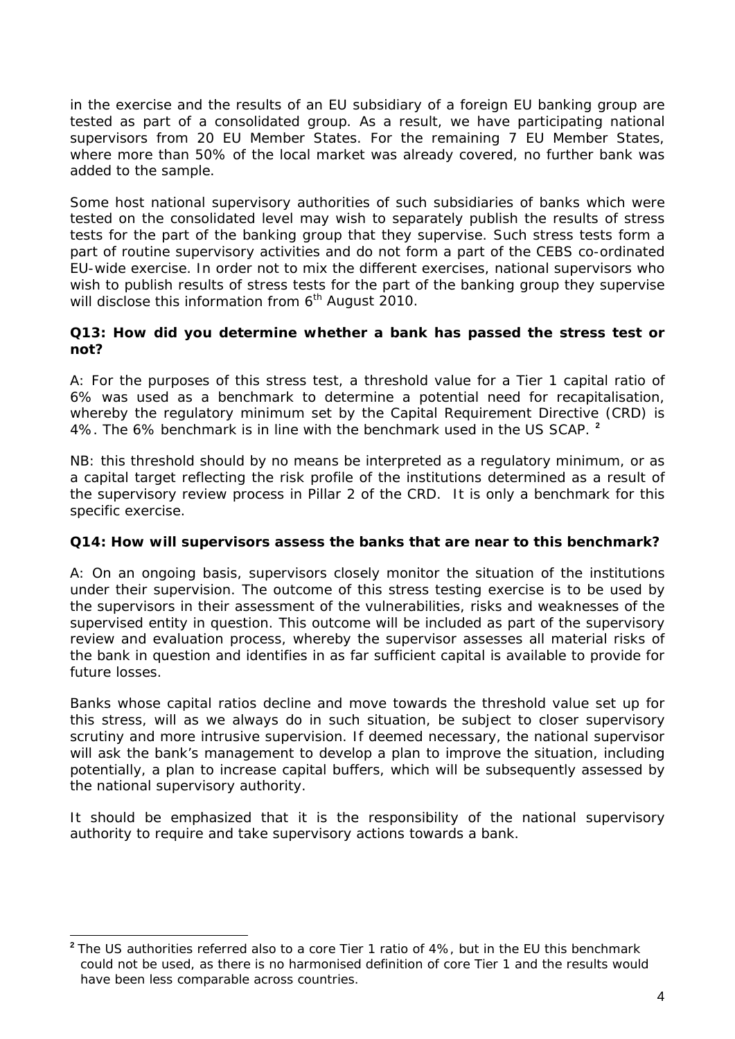in the exercise and the results of an EU subsidiary of a foreign EU banking group are tested as part of a consolidated group. As a result, we have participating national supervisors from 20 EU Member States. For the remaining 7 EU Member States, where more than 50% of the local market was already covered, no further bank was added to the sample.

Some host national supervisory authorities of such subsidiaries of banks which were tested on the consolidated level may wish to separately publish the results of stress tests for the part of the banking group that they supervise. Such stress tests form a part of routine supervisory activities and do not form a part of the CEBS co-ordinated EU-wide exercise. In order not to mix the different exercises, national supervisors who wish to publish results of stress tests for the part of the banking group they supervise will disclose this information from 6th August 2010.

**Q13: How did you determine whether a bank has passed the stress test or not?**

A: For the purposes of this stress test, a threshold value for a Tier 1 capital ratio of 6% was used as a benchmark to determine a potential need for recapitalisation, whereby the regulatory minimum set by the Capital Requirement Directive (CRD) is 4%. The 6% benchmark is in line with the benchmark used in the US SCAP. [2]

NB: this threshold should by no means be interpreted as a regulatory minimum, or as a capital target reflecting the risk profile of the institutions determined as a result of the supervisory review process in Pillar 2 of the CRD. It is only a benchmark for this specific exercise.

**Q14: How will supervisors assess the banks that are near to this benchmark?**

A: On an ongoing basis, supervisors closely monitor the situation of the institutions under their supervision. The outcome of this stress testing exercise is to be used by the supervisors in their assessment of the vulnerabilities, risks and weaknesses of the supervised entity in question. This outcome will be included as part of the supervisory review and evaluation process, whereby the supervisor assesses all material risks of the bank in question and identifies in as far sufficient capital is available to provide for future losses.

Banks whose capital ratios decline and move towards the threshold value set up for this stress, will as we always do in such situation, be subject to closer supervisory scrutiny and more intrusive supervision. If deemed necessary, the national supervisor will ask the bank's management to develop a plan to improve the situation, including potentially, a plan to increase capital buffers, which will be subsequently assessed by the national supervisory authority.

It should be emphasized that it is the responsibility of the national supervisory authority to require and take supervisory actions towards a bank.

---

[2] The US authorities referred also to a core Tier 1 ratio of 4%, but in the EU this benchmark could not be used, as there is no harmonised definition of core Tier 1 and the results would have been less comparable across countries.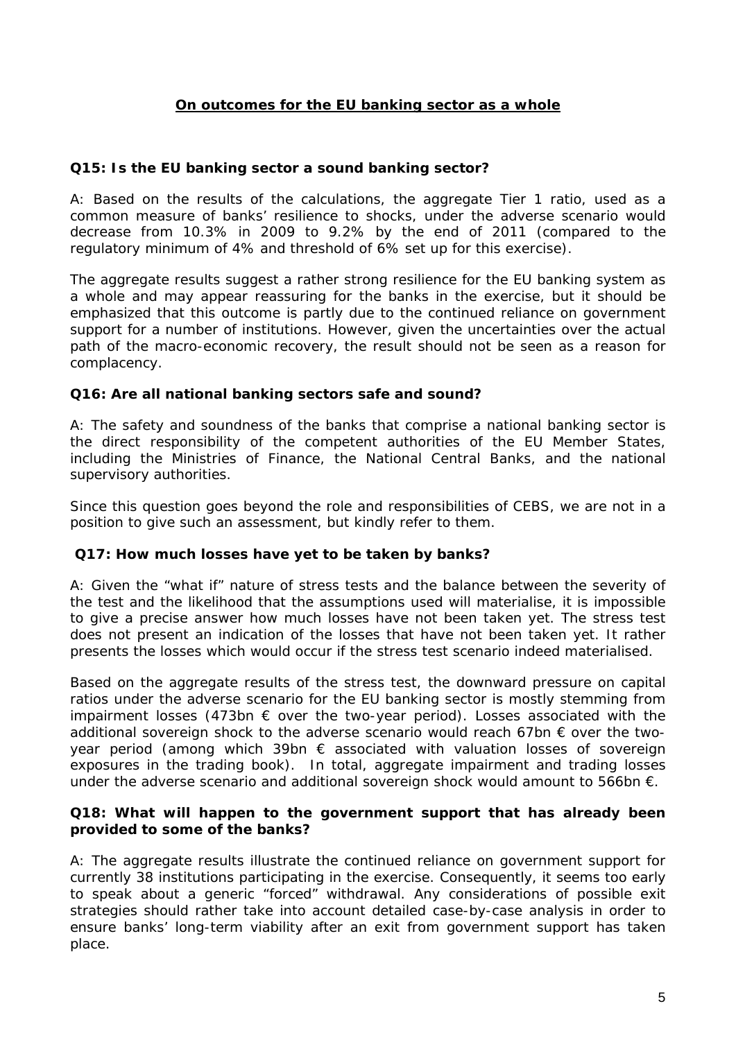## On outcomes for the EU banking sector as a whole

**Q15: Is the EU banking sector a sound banking sector?**

A: Based on the results of the calculations, the aggregate Tier 1 ratio, used as a common measure of banks' resilience to shocks, under the adverse scenario would decrease from 10.3% in 2009 to 9.2% by the end of 2011 (compared to the regulatory minimum of 4% and threshold of 6% set up for this exercise).

The aggregate results suggest a rather strong resilience for the EU banking system as a whole and may appear reassuring for the banks in the exercise, but it should be emphasized that this outcome is partly due to the continued reliance on government support for a number of institutions. However, given the uncertainties over the actual path of the macro-economic recovery, the result should not be seen as a reason for complacency.

**Q16: Are all national banking sectors safe and sound?**

A: The safety and soundness of the banks that comprise a national banking sector is the direct responsibility of the competent authorities of the EU Member States, including the Ministries of Finance, the National Central Banks, and the national supervisory authorities.

Since this question goes beyond the role and responsibilities of CEBS, we are not in a position to give such an assessment, but kindly refer to them.

**Q17: How much losses have yet to be taken by banks?**

A: Given the "what if" nature of stress tests and the balance between the severity of the test and the likelihood that the assumptions used will materialise, it is impossible to give a precise answer how much losses have not been taken yet. The stress test does not present an indication of the losses that have not been taken yet. It rather presents the losses which would occur if the stress test scenario indeed materialised.

Based on the aggregate results of the stress test, the downward pressure on capital ratios under the adverse scenario for the EU banking sector is mostly stemming from impairment losses (473bn € over the two-year period). Losses associated with the additional sovereign shock to the adverse scenario would reach 67bn € over the two-year period (among which 39bn € associated with valuation losses of sovereign exposures in the trading book). In total, aggregate impairment and trading losses under the adverse scenario and additional sovereign shock would amount to 566bn €.

**Q18: What will happen to the government support that has already been provided to some of the banks?**

A: The aggregate results illustrate the continued reliance on government support for currently 38 institutions participating in the exercise. Consequently, it seems too early to speak about a generic "forced" withdrawal. Any considerations of possible exit strategies should rather take into account detailed case-by-case analysis in order to ensure banks' long-term viability after an exit from government support has taken place.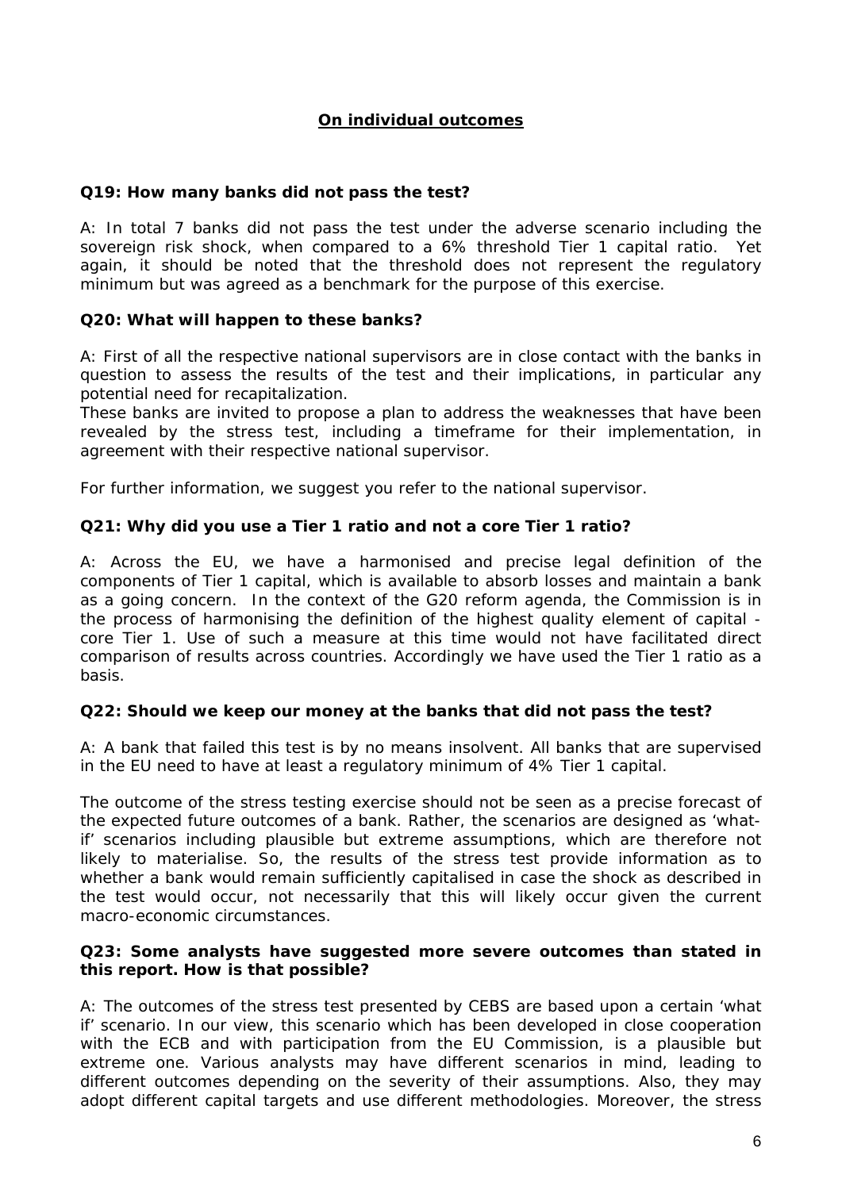## On individual outcomes

**Q19: How many banks did not pass the test?**

A: In total 7 banks did not pass the test under the adverse scenario including the sovereign risk shock, when compared to a 6% threshold Tier 1 capital ratio. Yet again, it should be noted that the threshold does not represent the regulatory minimum but was agreed as a benchmark for the purpose of this exercise.

**Q20: What will happen to these banks?**

A: First of all the respective national supervisors are in close contact with the banks in question to assess the results of the test and their implications, in particular any potential need for recapitalization.
These banks are invited to propose a plan to address the weaknesses that have been revealed by the stress test, including a timeframe for their implementation, in agreement with their respective national supervisor.

For further information, we suggest you refer to the national supervisor.

**Q21: Why did you use a Tier 1 ratio and not a core Tier 1 ratio?**

A: Across the EU, we have a harmonised and precise legal definition of the components of Tier 1 capital, which is available to absorb losses and maintain a bank as a going concern. In the context of the G20 reform agenda, the Commission is in the process of harmonising the definition of the highest quality element of capital - core Tier 1. Use of such a measure at this time would not have facilitated direct comparison of results across countries. Accordingly we have used the Tier 1 ratio as a basis.

**Q22: Should we keep our money at the banks that did not pass the test?**

A: A bank that failed this test is by no means insolvent. All banks that are supervised in the EU need to have at least a regulatory minimum of 4% Tier 1 capital.

The outcome of the stress testing exercise should not be seen as a precise forecast of the expected future outcomes of a bank. Rather, the scenarios are designed as 'what-if' scenarios including plausible but extreme assumptions, which are therefore not likely to materialise. So, the results of the stress test provide information as to whether a bank would remain sufficiently capitalised in case the shock as described in the test would occur, not necessarily that this will likely occur given the current macro-economic circumstances.

**Q23: Some analysts have suggested more severe outcomes than stated in this report. How is that possible?**

A: The outcomes of the stress test presented by CEBS are based upon a certain 'what if' scenario. In our view, this scenario which has been developed in close cooperation with the ECB and with participation from the EU Commission, is a plausible but extreme one. Various analysts may have different scenarios in mind, leading to different outcomes depending on the severity of their assumptions. Also, they may adopt different capital targets and use different methodologies. Moreover, the stress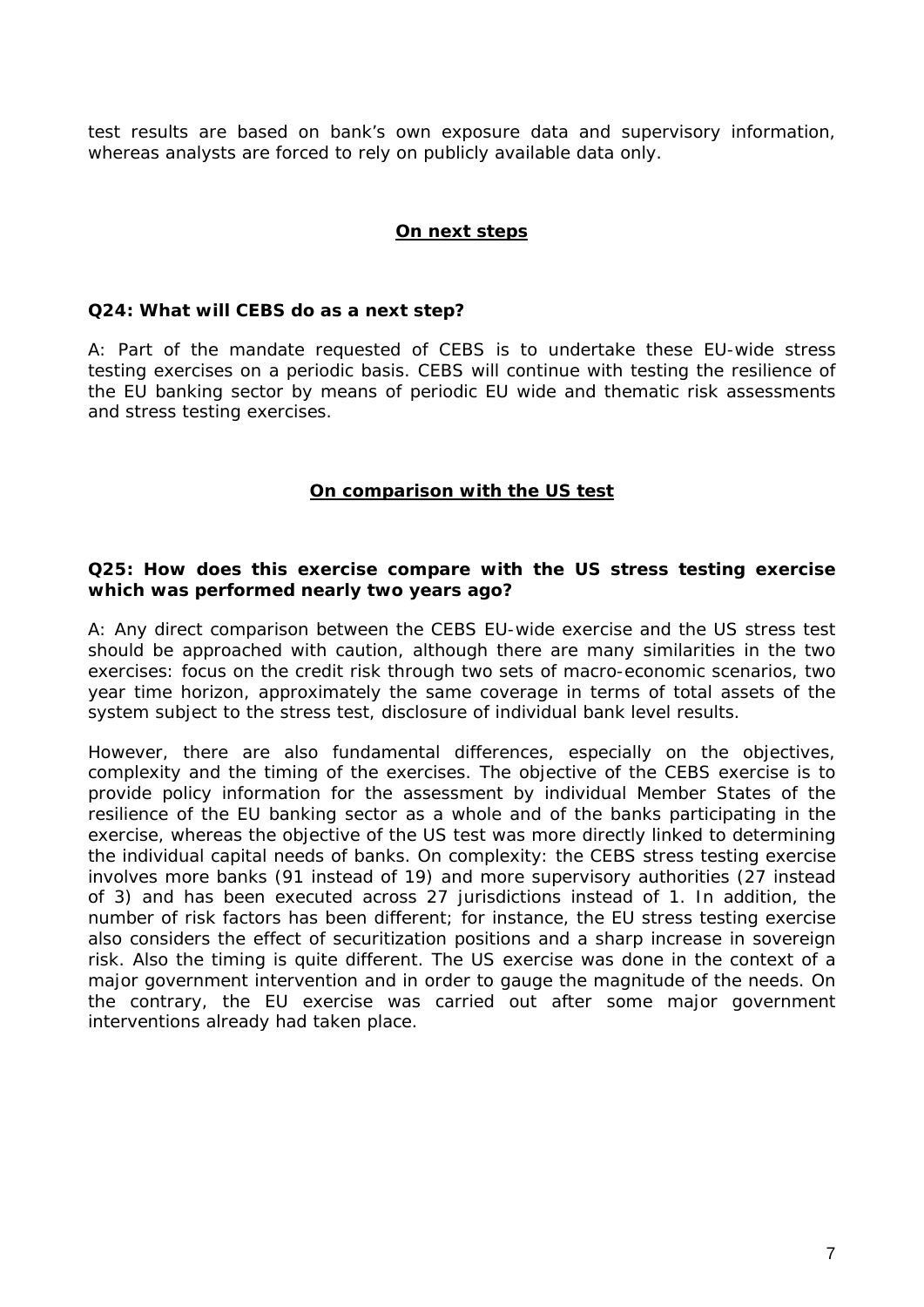test results are based on bank's own exposure data and supervisory information, whereas analysts are forced to rely on publicly available data only.

## On next steps

**Q24: What will CEBS do as a next step?**

A: Part of the mandate requested of CEBS is to undertake these EU-wide stress testing exercises on a periodic basis. CEBS will continue with testing the resilience of the EU banking sector by means of periodic EU wide and thematic risk assessments and stress testing exercises.

## On comparison with the US test

**Q25: How does this exercise compare with the US stress testing exercise which was performed nearly two years ago?**

A: Any direct comparison between the CEBS EU-wide exercise and the US stress test should be approached with caution, although there are many similarities in the two exercises: focus on the credit risk through two sets of macro-economic scenarios, two year time horizon, approximately the same coverage in terms of total assets of the system subject to the stress test, disclosure of individual bank level results.

However, there are also fundamental differences, especially on the objectives, complexity and the timing of the exercises. The objective of the CEBS exercise is to provide policy information for the assessment by individual Member States of the resilience of the EU banking sector as a whole and of the banks participating in the exercise, whereas the objective of the US test was more directly linked to determining the individual capital needs of banks. On complexity: the CEBS stress testing exercise involves more banks (91 instead of 19) and more supervisory authorities (27 instead of 3) and has been executed across 27 jurisdictions instead of 1. In addition, the number of risk factors has been different; for instance, the EU stress testing exercise also considers the effect of securitization positions and a sharp increase in sovereign risk. Also the timing is quite different. The US exercise was done in the context of a major government intervention and in order to gauge the magnitude of the needs. On the contrary, the EU exercise was carried out after some major government interventions already had taken place.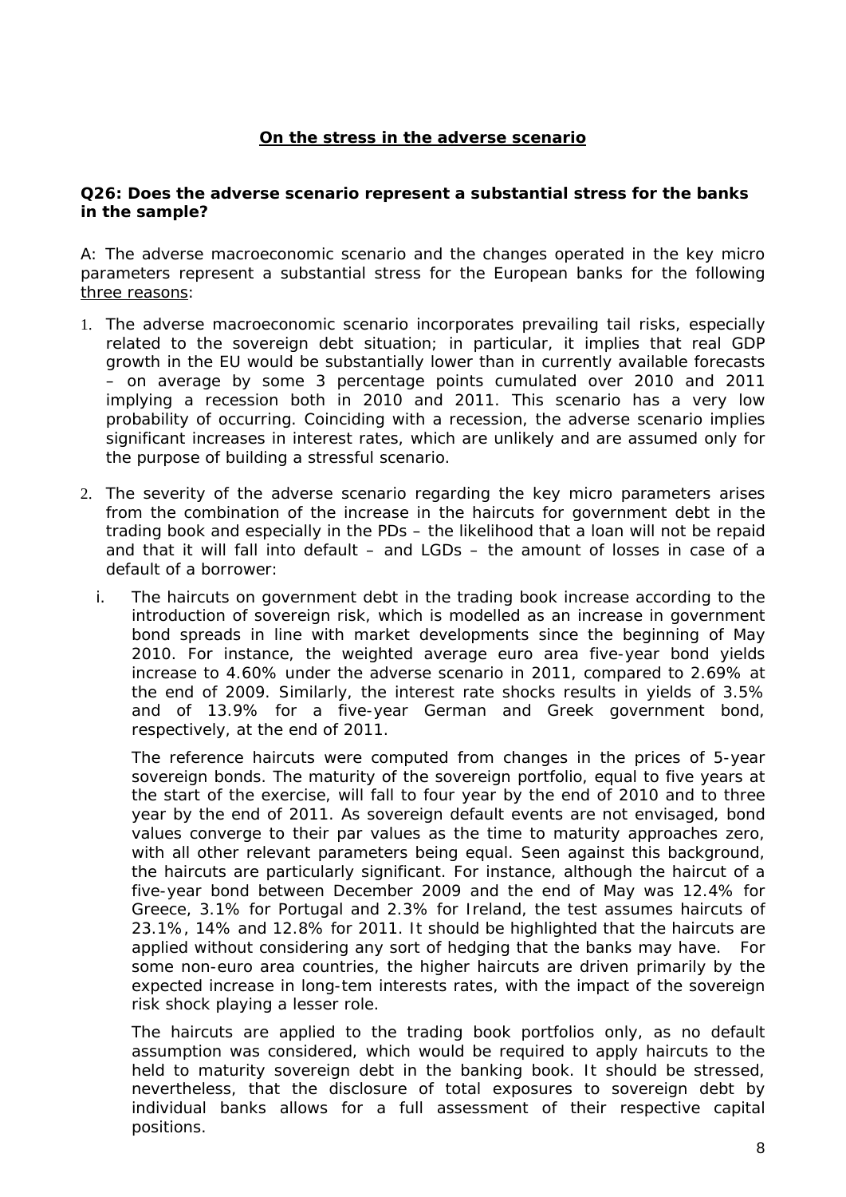## <u>On the stress in the adverse scenario</u>

**Q26: Does the adverse scenario represent a substantial stress for the banks in the sample?**

A: The adverse macroeconomic scenario and the changes operated in the key micro parameters represent a substantial stress for the European banks for the following <u>three reasons</u>:

1. The adverse macroeconomic scenario incorporates prevailing tail risks, especially related to the sovereign debt situation; in particular, it implies that real GDP growth in the EU would be substantially lower than in currently available forecasts – on average by some 3 percentage points cumulated over 2010 and 2011 implying a recession both in 2010 and 2011. This scenario has a very low probability of occurring. Coinciding with a recession, the adverse scenario implies significant increases in interest rates, which are unlikely and are assumed only for the purpose of building a stressful scenario.

2. The severity of the adverse scenario regarding the key micro parameters arises from the combination of the increase in the haircuts for government debt in the trading book and especially in the PDs – the likelihood that a loan will not be repaid and that it will fall into default – and LGDs – the amount of losses in case of a default of a borrower:

   i. The haircuts on government debt in the trading book increase according to the introduction of sovereign risk, which is modelled as an increase in government bond spreads in line with market developments since the beginning of May 2010. For instance, the weighted average euro area five-year bond yields increase to 4.60% under the adverse scenario in 2011, compared to 2.69% at the end of 2009. Similarly, the interest rate shocks results in yields of 3.5% and of 13.9% for a five-year German and Greek government bond, respectively, at the end of 2011.

      The reference haircuts were computed from changes in the prices of 5-year sovereign bonds. The maturity of the sovereign portfolio, equal to five years at the start of the exercise, will fall to four year by the end of 2010 and to three year by the end of 2011. As sovereign default events are not envisaged, bond values converge to their par values as the time to maturity approaches zero, with all other relevant parameters being equal. Seen against this background, the haircuts are particularly significant. For instance, although the haircut of a five-year bond between December 2009 and the end of May was 12.4% for Greece, 3.1% for Portugal and 2.3% for Ireland, the test assumes haircuts of 23.1%, 14% and 12.8% for 2011. It should be highlighted that the haircuts are applied without considering any sort of hedging that the banks may have. For some non-euro area countries, the higher haircuts are driven primarily by the expected increase in long-tem interests rates, with the impact of the sovereign risk shock playing a lesser role.

      The haircuts are applied to the trading book portfolios only, as no default assumption was considered, which would be required to apply haircuts to the held to maturity sovereign debt in the banking book. It should be stressed, nevertheless, that the disclosure of total exposures to sovereign debt by individual banks allows for a full assessment of their respective capital positions.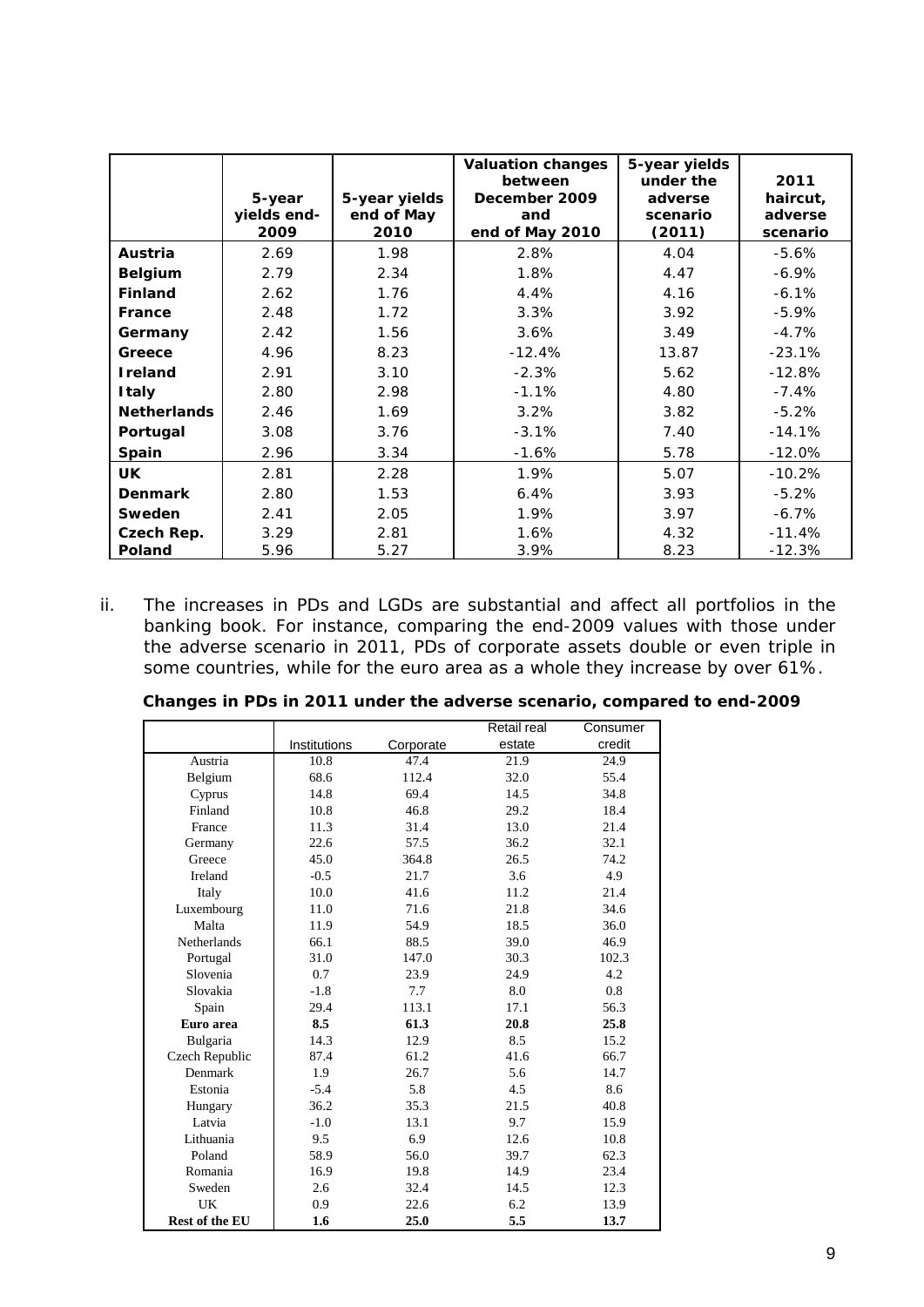| | 5-year yields end-2009 | 5-year yields end of May 2010 | Valuation changes between December 2009 and end of May 2010 | 5-year yields under the adverse scenario (2011) | 2011 haircut, adverse scenario |
|---|---|---|---|---|---|
| **Austria** | 2.69 | 1.98 | 2.8% | 4.04 | -5.6% |
| **Belgium** | 2.79 | 2.34 | 1.8% | 4.47 | -6.9% |
| **Finland** | 2.62 | 1.76 | 4.4% | 4.16 | -6.1% |
| **France** | 2.48 | 1.72 | 3.3% | 3.92 | -5.9% |
| **Germany** | 2.42 | 1.56 | 3.6% | 3.49 | -4.7% |
| **Greece** | 4.96 | 8.23 | -12.4% | 13.87 | -23.1% |
| **Ireland** | 2.91 | 3.10 | -2.3% | 5.62 | -12.8% |
| **Italy** | 2.80 | 2.98 | -1.1% | 4.80 | -7.4% |
| **Netherlands** | 2.46 | 1.69 | 3.2% | 3.82 | -5.2% |
| **Portugal** | 3.08 | 3.76 | -3.1% | 7.40 | -14.1% |
| **Spain** | 2.96 | 3.34 | -1.6% | 5.78 | -12.0% |
| **UK** | 2.81 | 2.28 | 1.9% | 5.07 | -10.2% |
| **Denmark** | 2.80 | 1.53 | 6.4% | 3.93 | -5.2% |
| **Sweden** | 2.41 | 2.05 | 1.9% | 3.97 | -6.7% |
| **Czech Rep.** | 3.29 | 2.81 | 1.6% | 4.32 | -11.4% |
| **Poland** | 5.96 | 5.27 | 3.9% | 8.23 | -12.3% |

ii. The increases in PDs and LGDs are substantial and affect all portfolios in the banking book. For instance, comparing the end-2009 values with those under the adverse scenario in 2011, PDs of corporate assets double or even triple in some countries, while for the euro area as a whole they increase by over 61%.

**Changes in PDs in 2011 under the adverse scenario, compared to end-2009**

| | Institutions | Corporate | Retail real estate | Consumer credit |
|---|---|---|---|---|
| Austria | 10.8 | 47.4 | 21.9 | 24.9 |
| Belgium | 68.6 | 112.4 | 32.0 | 55.4 |
| Cyprus | 14.8 | 69.4 | 14.5 | 34.8 |
| Finland | 10.8 | 46.8 | 29.2 | 18.4 |
| France | 11.3 | 31.4 | 13.0 | 21.4 |
| Germany | 22.6 | 57.5 | 36.2 | 32.1 |
| Greece | 45.0 | 364.8 | 26.5 | 74.2 |
| Ireland | -0.5 | 21.7 | 3.6 | 4.9 |
| Italy | 10.0 | 41.6 | 11.2 | 21.4 |
| Luxembourg | 11.0 | 71.6 | 21.8 | 34.6 |
| Malta | 11.9 | 54.9 | 18.5 | 36.0 |
| Netherlands | 66.1 | 88.5 | 39.0 | 46.9 |
| Portugal | 31.0 | 147.0 | 30.3 | 102.3 |
| Slovenia | 0.7 | 23.9 | 24.9 | 4.2 |
| Slovakia | -1.8 | 7.7 | 8.0 | 0.8 |
| Spain | 29.4 | 113.1 | 17.1 | 56.3 |
| **Euro area** | **8.5** | **61.3** | **20.8** | **25.8** |
| Bulgaria | 14.3 | 12.9 | 8.5 | 15.2 |
| Czech Republic | 87.4 | 61.2 | 41.6 | 66.7 |
| Denmark | 1.9 | 26.7 | 5.6 | 14.7 |
| Estonia | -5.4 | 5.8 | 4.5 | 8.6 |
| Hungary | 36.2 | 35.3 | 21.5 | 40.8 |
| Latvia | -1.0 | 13.1 | 9.7 | 15.9 |
| Lithuania | 9.5 | 6.9 | 12.6 | 10.8 |
| Poland | 58.9 | 56.0 | 39.7 | 62.3 |
| Romania | 16.9 | 19.8 | 14.9 | 23.4 |
| Sweden | 2.6 | 32.4 | 14.5 | 12.3 |
| UK | 0.9 | 22.6 | 6.2 | 13.9 |
| **Rest of the EU** | **1.6** | **25.0** | **5.5** | **13.7** |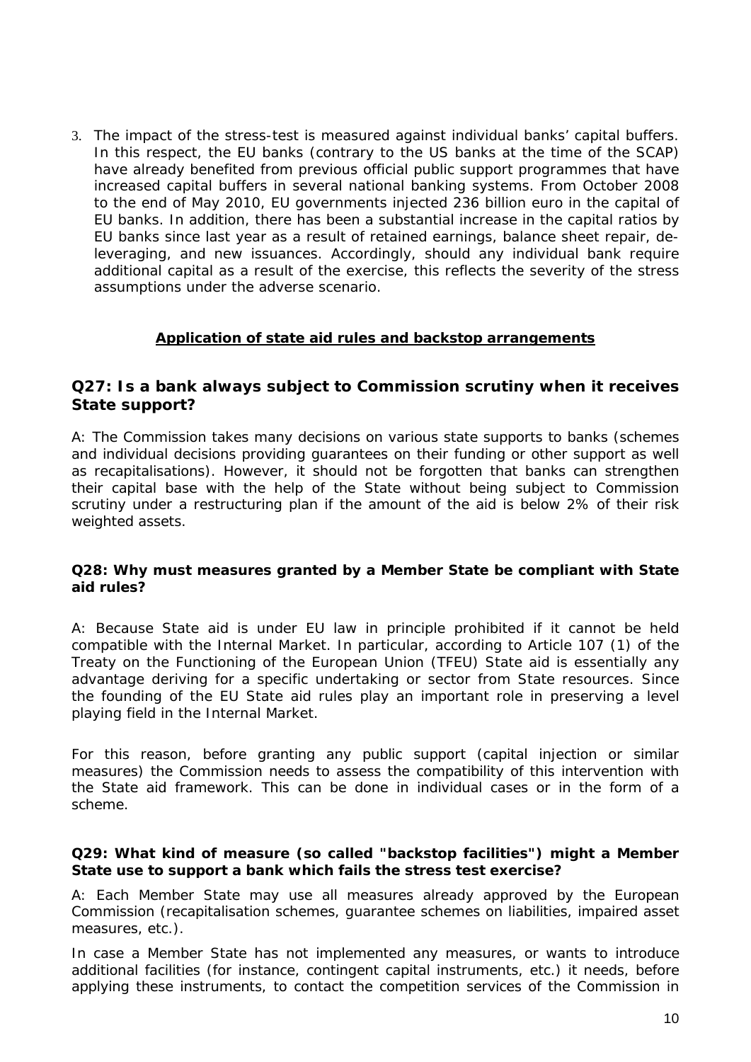3. The impact of the stress-test is measured against individual banks' capital buffers. In this respect, the EU banks (contrary to the US banks at the time of the SCAP) have already benefited from previous official public support programmes that have increased capital buffers in several national banking systems. From October 2008 to the end of May 2010, EU governments injected 236 billion euro in the capital of EU banks. In addition, there has been a substantial increase in the capital ratios by EU banks since last year as a result of retained earnings, balance sheet repair, de-leveraging, and new issuances. Accordingly, should any individual bank require additional capital as a result of the exercise, this reflects the severity of the stress assumptions under the adverse scenario.

## Application of state aid rules and backstop arrangements

### Q27: Is a bank always subject to Commission scrutiny when it receives State support?

A: The Commission takes many decisions on various state supports to banks (schemes and individual decisions providing guarantees on their funding or other support as well as recapitalisations). However, it should not be forgotten that banks can strengthen their capital base with the help of the State without being subject to Commission scrutiny under a restructuring plan if the amount of the aid is below 2% of their risk weighted assets.

**Q28: Why must measures granted by a Member State be compliant with State aid rules?**

A: Because State aid is under EU law in principle prohibited if it cannot be held compatible with the Internal Market. In particular, according to Article 107 (1) of the Treaty on the Functioning of the European Union (TFEU) State aid is essentially any advantage deriving for a specific undertaking or sector from State resources. Since the founding of the EU State aid rules play an important role in preserving a level playing field in the Internal Market.

For this reason, before granting any public support (capital injection or similar measures) the Commission needs to assess the compatibility of this intervention with the State aid framework. This can be done in individual cases or in the form of a scheme.

**Q29: What kind of measure (so called "backstop facilities") might a Member State use to support a bank which fails the stress test exercise?**

A: Each Member State may use all measures already approved by the European Commission (recapitalisation schemes, guarantee schemes on liabilities, impaired asset measures, etc.).

In case a Member State has not implemented any measures, or wants to introduce additional facilities (for instance, contingent capital instruments, etc.) it needs, before applying these instruments, to contact the competition services of the Commission in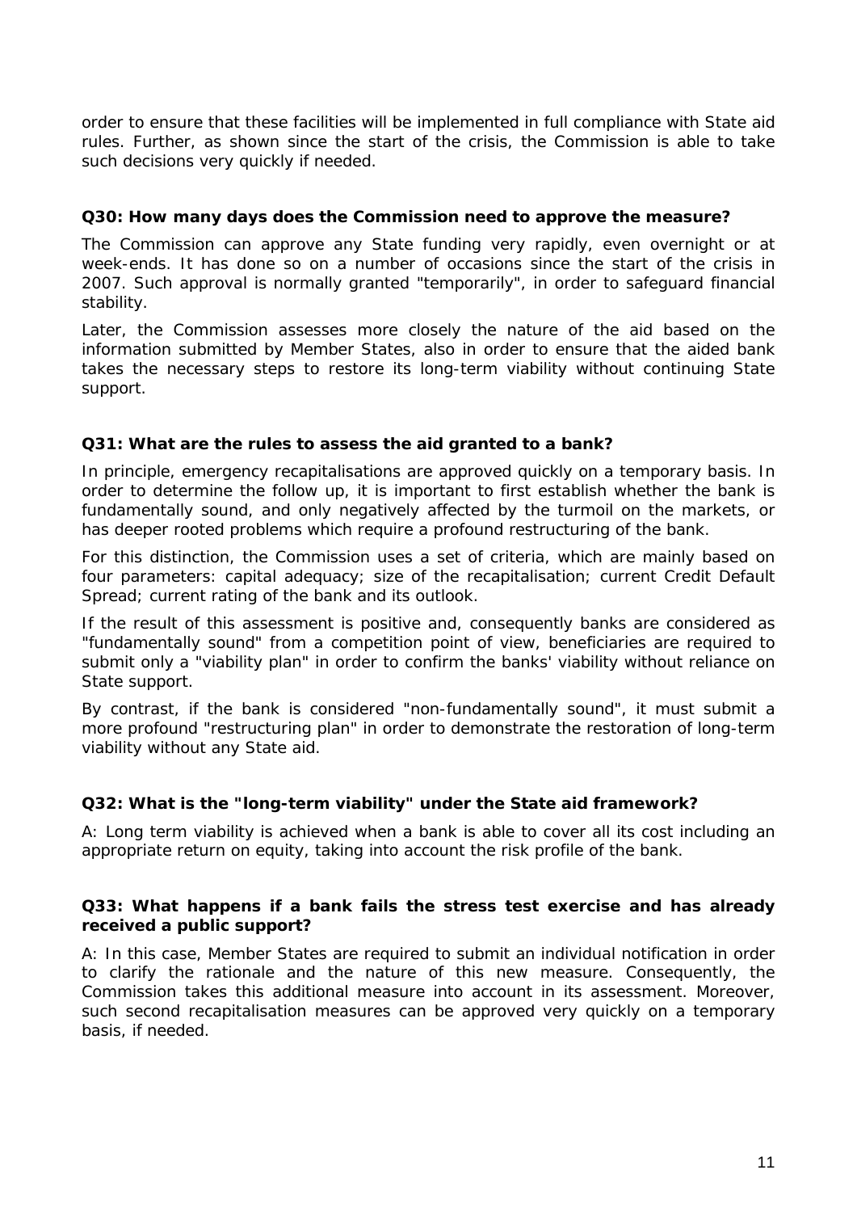order to ensure that these facilities will be implemented in full compliance with State aid rules. Further, as shown since the start of the crisis, the Commission is able to take such decisions very quickly if needed.

**Q30: How many days does the Commission need to approve the measure?**

The Commission can approve any State funding very rapidly, even overnight or at week-ends. It has done so on a number of occasions since the start of the crisis in 2007. Such approval is normally granted "temporarily", in order to safeguard financial stability.

Later, the Commission assesses more closely the nature of the aid based on the information submitted by Member States, also in order to ensure that the aided bank takes the necessary steps to restore its long-term viability without continuing State support.

**Q31: What are the rules to assess the aid granted to a bank?**

In principle, emergency recapitalisations are approved quickly on a temporary basis. In order to determine the follow up, it is important to first establish whether the bank is fundamentally sound, and only negatively affected by the turmoil on the markets, or has deeper rooted problems which require a profound restructuring of the bank.

For this distinction, the Commission uses a set of criteria, which are mainly based on four parameters: capital adequacy; size of the recapitalisation; current Credit Default Spread; current rating of the bank and its outlook.

If the result of this assessment is positive and, consequently banks are considered as "fundamentally sound" from a competition point of view, beneficiaries are required to submit only a "viability plan" in order to confirm the banks' viability without reliance on State support.

By contrast, if the bank is considered "non-fundamentally sound", it must submit a more profound "restructuring plan" in order to demonstrate the restoration of long-term viability without any State aid.

**Q32: What is the "long-term viability" under the State aid framework?**

A: Long term viability is achieved when a bank is able to cover all its cost including an appropriate return on equity, taking into account the risk profile of the bank.

**Q33: What happens if a bank fails the stress test exercise and has already received a public support?**

A: In this case, Member States are required to submit an individual notification in order to clarify the rationale and the nature of this new measure. Consequently, the Commission takes this additional measure into account in its assessment. Moreover, such second recapitalisation measures can be approved very quickly on a temporary basis, if needed.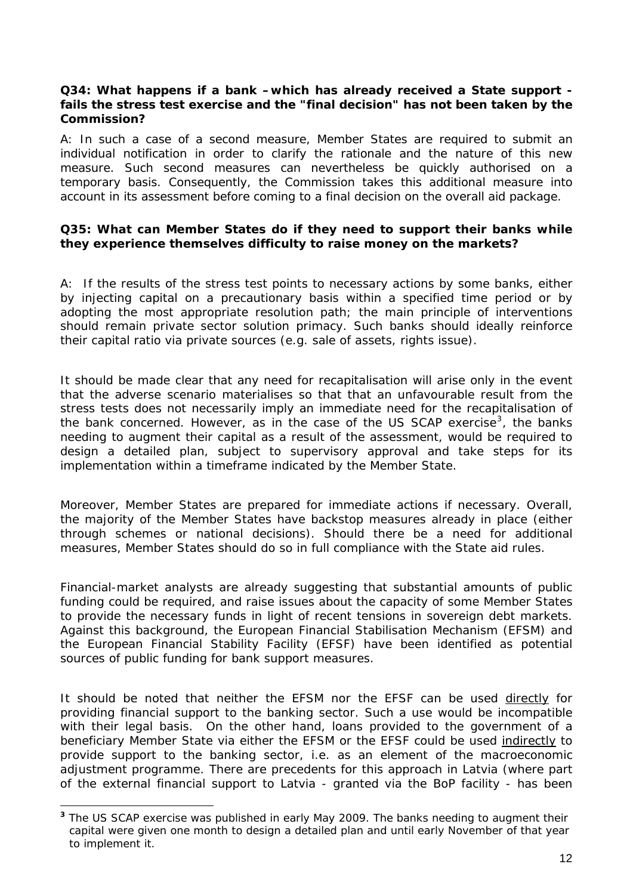**Q34: What happens if a bank – which has already received a State support - fails the stress test exercise and the "final decision" has not been taken by the Commission?**

A: In such a case of a second measure, Member States are required to submit an individual notification in order to clarify the rationale and the nature of this new measure. Such second measures can nevertheless be quickly authorised on a temporary basis. Consequently, the Commission takes this additional measure into account in its assessment before coming to a final decision on the overall aid package.

**Q35: What can Member States do if they need to support their banks while they experience themselves difficulty to raise money on the markets?**

A: If the results of the stress test points to necessary actions by some banks, either by injecting capital on a precautionary basis within a specified time period or by adopting the most appropriate resolution path; the main principle of interventions should remain private sector solution primacy. Such banks should ideally reinforce their capital ratio via private sources (e.g. sale of assets, rights issue).

It should be made clear that any need for recapitalisation will arise only in the event that the adverse scenario materialises so that that an unfavourable result from the stress tests does not necessarily imply an immediate need for the recapitalisation of the bank concerned. However, as in the case of the US SCAP exercise[3], the banks needing to augment their capital as a result of the assessment, would be required to design a detailed plan, subject to supervisory approval and take steps for its implementation within a timeframe indicated by the Member State.

Moreover, Member States are prepared for immediate actions if necessary. Overall, the majority of the Member States have backstop measures already in place (either through schemes or national decisions). Should there be a need for additional measures, Member States should do so in full compliance with the State aid rules.

Financial-market analysts are already suggesting that substantial amounts of public funding could be required, and raise issues about the capacity of some Member States to provide the necessary funds in light of recent tensions in sovereign debt markets. Against this background, the European Financial Stabilisation Mechanism (EFSM) and the European Financial Stability Facility (EFSF) have been identified as potential sources of public funding for bank support measures.

It should be noted that neither the EFSM nor the EFSF can be used <u>directly</u> for providing financial support to the banking sector. Such a use would be incompatible with their legal basis. On the other hand, loans provided to the government of a beneficiary Member State via either the EFSM or the EFSF could be used <u>indirectly</u> to provide support to the banking sector, i.e. as an element of the macroeconomic adjustment programme. There are precedents for this approach in Latvia (where part of the external financial support to Latvia - granted via the BoP facility - has been

---

[3] The US SCAP exercise was published in early May 2009. The banks needing to augment their capital were given one month to design a detailed plan and until early November of that year to implement it.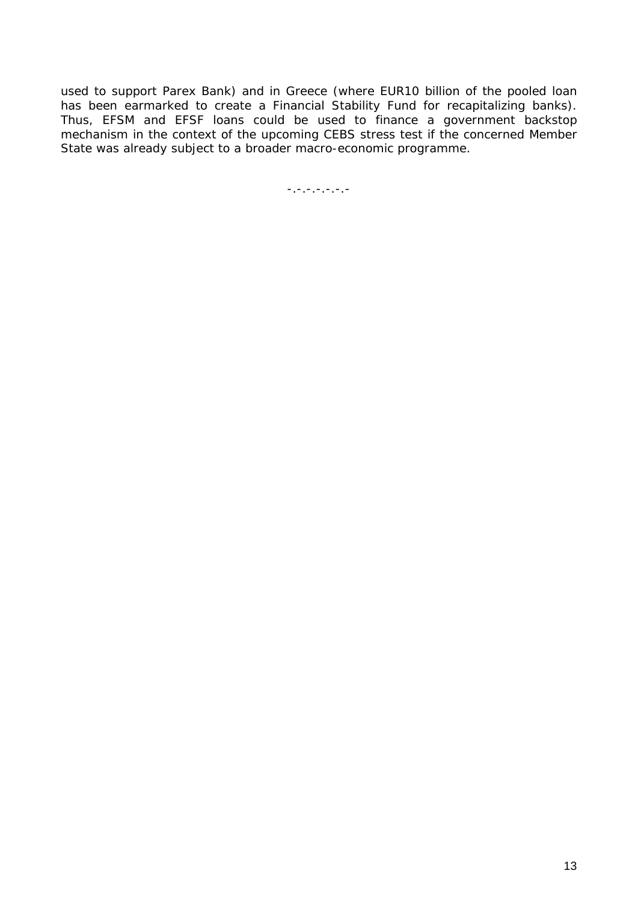used to support Parex Bank) and in Greece (where EUR10 billion of the pooled loan has been earmarked to create a Financial Stability Fund for recapitalizing banks). Thus, EFSM and EFSF loans could be used to finance a government backstop mechanism in the context of the upcoming CEBS stress test if the concerned Member State was already subject to a broader macro-economic programme.

-.-.-.-.-.-.-